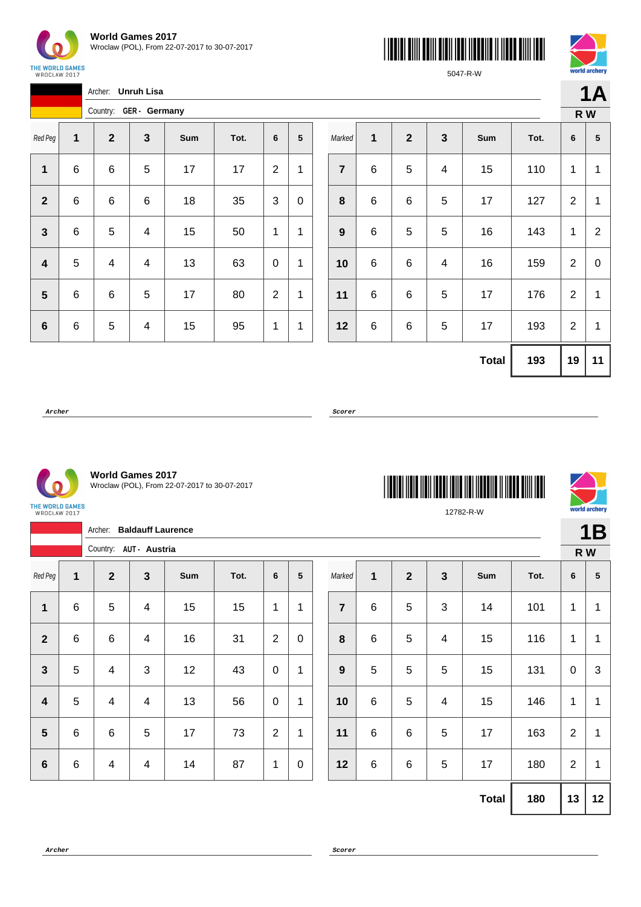**World Games 2017**
Wroclaw (POL), From 22-07-2017 to 30-07-2017

5047-R-W

Archer: **Unruh Lisa**

Country: **GER - Germany**

**1A**
**R W**

| Red Peg | 1 | 2 | 3 | Sum | Tot. | 6 | 5 |
|---|---|---|---|---|---|---|---|
| **1** | 6 | 6 | 5 | 17 | 17 | 2 | 1 |
| **2** | 6 | 6 | 6 | 18 | 35 | 3 | 0 |
| **3** | 6 | 5 | 4 | 15 | 50 | 1 | 1 |
| **4** | 5 | 4 | 4 | 13 | 63 | 0 | 1 |
| **5** | 6 | 6 | 5 | 17 | 80 | 2 | 1 |
| **6** | 6 | 5 | 4 | 15 | 95 | 1 | 1 |

| Marked | 1 | 2 | 3 | Sum | Tot. | 6 | 5 |
|---|---|---|---|---|---|---|---|
| **7** | 6 | 5 | 4 | 15 | 110 | 1 | 1 |
| **8** | 6 | 6 | 5 | 17 | 127 | 2 | 1 |
| **9** | 6 | 5 | 5 | 16 | 143 | 1 | 2 |
| **10** | 6 | 6 | 4 | 16 | 159 | 2 | 0 |
| **11** | 6 | 6 | 5 | 17 | 176 | 2 | 1 |
| **12** | 6 | 6 | 5 | 17 | 193 | 2 | 1 |
| | | | | **Total** | **193** | **19** | **11** |

**Archer** **Scorer**

**World Games 2017**
Wroclaw (POL), From 22-07-2017 to 30-07-2017

12782-R-W

Archer: **Baldauff Laurence**

Country: **AUT - Austria**

**1B**
**R W**

| Red Peg | 1 | 2 | 3 | Sum | Tot. | 6 | 5 |
|---|---|---|---|---|---|---|---|
| **1** | 6 | 5 | 4 | 15 | 15 | 1 | 1 |
| **2** | 6 | 6 | 4 | 16 | 31 | 2 | 0 |
| **3** | 5 | 4 | 3 | 12 | 43 | 0 | 1 |
| **4** | 5 | 4 | 4 | 13 | 56 | 0 | 1 |
| **5** | 6 | 6 | 5 | 17 | 73 | 2 | 1 |
| **6** | 6 | 4 | 4 | 14 | 87 | 1 | 0 |

| Marked | 1 | 2 | 3 | Sum | Tot. | 6 | 5 |
|---|---|---|---|---|---|---|---|
| **7** | 6 | 5 | 3 | 14 | 101 | 1 | 1 |
| **8** | 6 | 5 | 4 | 15 | 116 | 1 | 1 |
| **9** | 5 | 5 | 5 | 15 | 131 | 0 | 3 |
| **10** | 6 | 5 | 4 | 15 | 146 | 1 | 1 |
| **11** | 6 | 6 | 5 | 17 | 163 | 2 | 1 |
| **12** | 6 | 6 | 5 | 17 | 180 | 2 | 1 |
| | | | | **Total** | **180** | **13** | **12** |

**Archer** **Scorer**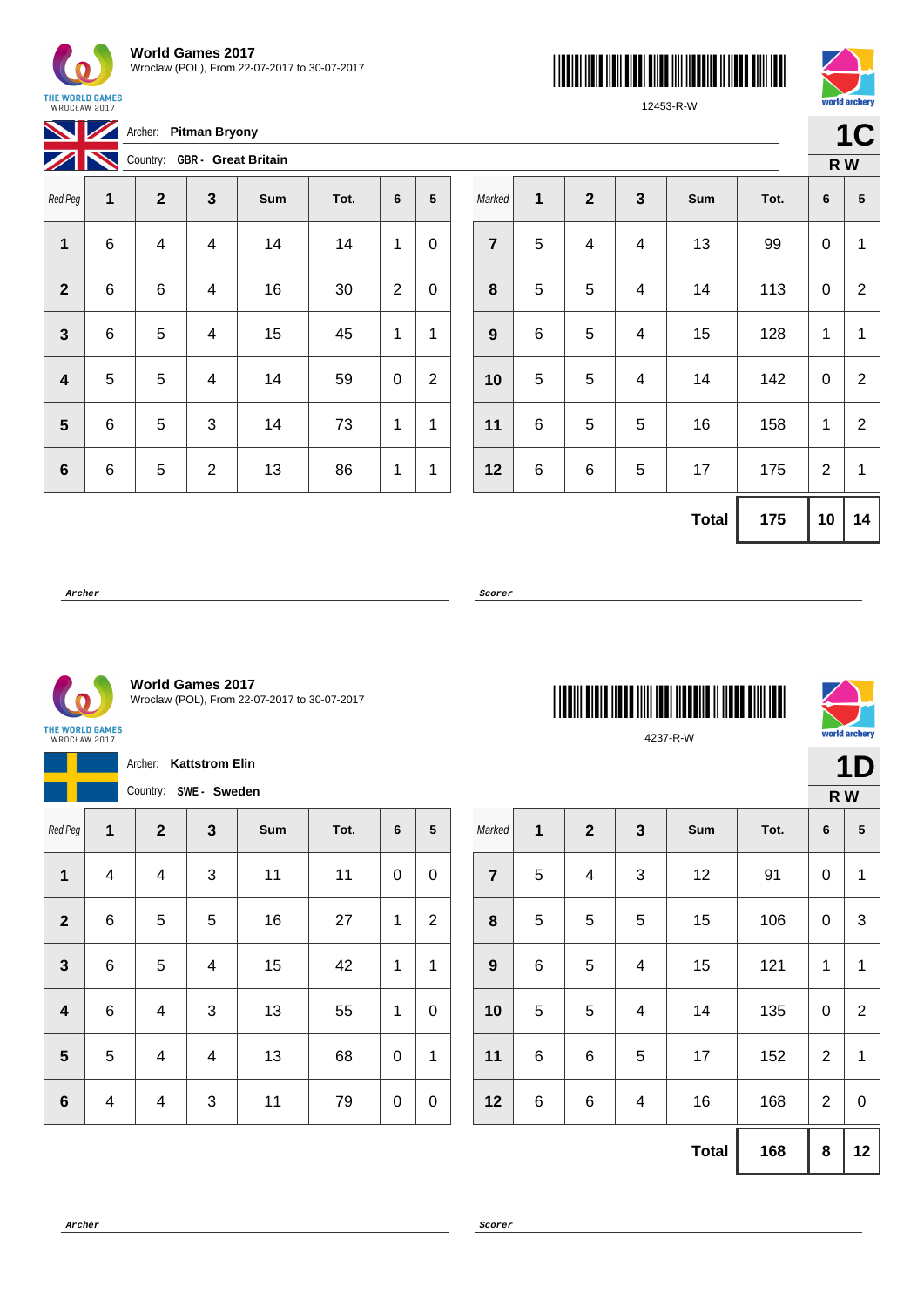**World Games 2017**
Wroclaw (POL), From 22-07-2017 to 30-07-2017

12453-R-W

# 1C
**R W**

Archer: **Pitman Bryony**
Country: **GBR - Great Britain**

| Red Peg | 1 | 2 | 3 | Sum | Tot. | 6 | 5 | Marked | 1 | 2 | 3 | Sum | Tot. | 6 | 5 |
|---|---|---|---|---|---|---|---|---|---|---|---|---|---|---|---|
| 1 | 6 | 4 | 4 | 14 | 14 | 1 | 0 | 7 | 5 | 4 | 4 | 13 | 99 | 0 | 1 |
| 2 | 6 | 6 | 4 | 16 | 30 | 2 | 0 | 8 | 5 | 5 | 4 | 14 | 113 | 0 | 2 |
| 3 | 6 | 5 | 4 | 15 | 45 | 1 | 1 | 9 | 6 | 5 | 4 | 15 | 128 | 1 | 1 |
| 4 | 5 | 5 | 4 | 14 | 59 | 0 | 2 | 10 | 5 | 5 | 4 | 14 | 142 | 0 | 2 |
| 5 | 6 | 5 | 3 | 14 | 73 | 1 | 1 | 11 | 6 | 5 | 5 | 16 | 158 | 1 | 2 |
| 6 | 6 | 5 | 2 | 13 | 86 | 1 | 1 | 12 | 6 | 6 | 5 | 17 | 175 | 2 | 1 |
| | | | | | | | | | | | | **Total** | **175** | **10** | **14** |

***Archer*** ______________________ ***Scorer*** ______________________

**World Games 2017**
Wroclaw (POL), From 22-07-2017 to 30-07-2017

4237-R-W

# 1D
**R W**

Archer: **Kattstrom Elin**
Country: **SWE - Sweden**

| Red Peg | 1 | 2 | 3 | Sum | Tot. | 6 | 5 | Marked | 1 | 2 | 3 | Sum | Tot. | 6 | 5 |
|---|---|---|---|---|---|---|---|---|---|---|---|---|---|---|---|
| 1 | 4 | 4 | 3 | 11 | 11 | 0 | 0 | 7 | 5 | 4 | 3 | 12 | 91 | 0 | 1 |
| 2 | 6 | 5 | 5 | 16 | 27 | 1 | 2 | 8 | 5 | 5 | 5 | 15 | 106 | 0 | 3 |
| 3 | 6 | 5 | 4 | 15 | 42 | 1 | 1 | 9 | 6 | 5 | 4 | 15 | 121 | 1 | 1 |
| 4 | 6 | 4 | 3 | 13 | 55 | 1 | 0 | 10 | 5 | 5 | 4 | 14 | 135 | 0 | 2 |
| 5 | 5 | 4 | 4 | 13 | 68 | 0 | 1 | 11 | 6 | 6 | 5 | 17 | 152 | 2 | 1 |
| 6 | 4 | 4 | 3 | 11 | 79 | 0 | 0 | 12 | 6 | 6 | 4 | 16 | 168 | 2 | 0 |
| | | | | | | | | | | | | **Total** | **168** | **8** | **12** |

***Archer*** ______________________ ***Scorer*** ______________________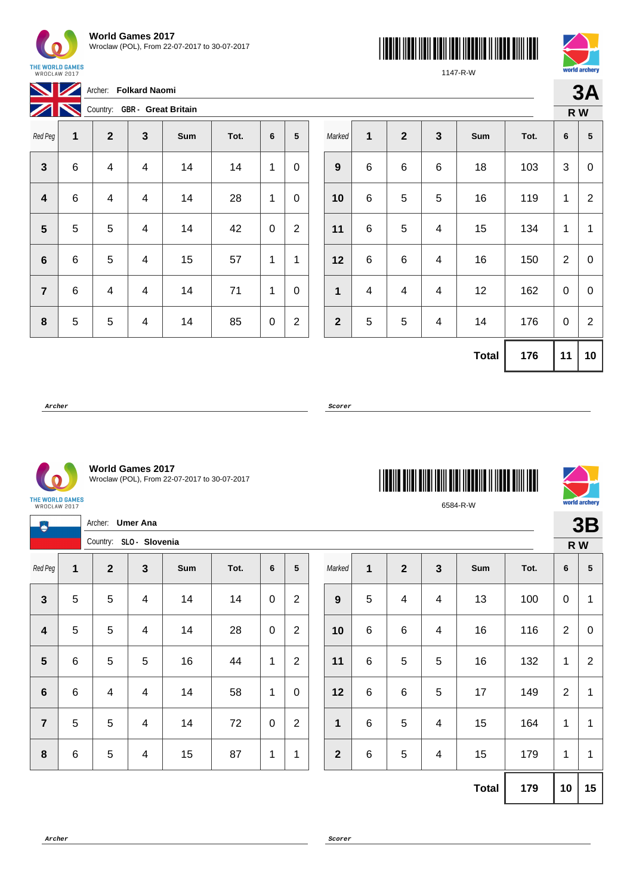**World Games 2017**
Wroclaw (POL), From 22-07-2017 to 30-07-2017

1147-R-W

Archer: **Folkard Naomi**

Country: **GBR - Great Britain**

**3A**
**R W**

| Red Peg | 1 | 2 | 3 | Sum | Tot. | 6 | 5 | Marked | 1 | 2 | 3 | Sum | Tot. | 6 | 5 |
|---|---|---|---|---|---|---|---|---|---|---|---|---|---|---|---|
| 3 | 6 | 4 | 4 | 14 | 14 | 1 | 0 | 9 | 6 | 6 | 6 | 18 | 103 | 3 | 0 |
| 4 | 6 | 4 | 4 | 14 | 28 | 1 | 0 | 10 | 6 | 5 | 5 | 16 | 119 | 1 | 2 |
| 5 | 5 | 5 | 4 | 14 | 42 | 0 | 2 | 11 | 6 | 5 | 4 | 15 | 134 | 1 | 1 |
| 6 | 6 | 5 | 4 | 15 | 57 | 1 | 1 | 12 | 6 | 6 | 4 | 16 | 150 | 2 | 0 |
| 7 | 6 | 4 | 4 | 14 | 71 | 1 | 0 | 1 | 4 | 4 | 4 | 12 | 162 | 0 | 0 |
| 8 | 5 | 5 | 4 | 14 | 85 | 0 | 2 | 2 | 5 | 5 | 4 | 14 | 176 | 0 | 2 |
| | | | | | | | | | | | | **Total** | **176** | **11** | **10** |

**Archer** **Scorer**

**World Games 2017**
Wroclaw (POL), From 22-07-2017 to 30-07-2017

6584-R-W

Archer: **Umer Ana**

Country: **SLO - Slovenia**

**3B**
**R W**

| Red Peg | 1 | 2 | 3 | Sum | Tot. | 6 | 5 | Marked | 1 | 2 | 3 | Sum | Tot. | 6 | 5 |
|---|---|---|---|---|---|---|---|---|---|---|---|---|---|---|---|
| 3 | 5 | 5 | 4 | 14 | 14 | 0 | 2 | 9 | 5 | 4 | 4 | 13 | 100 | 0 | 1 |
| 4 | 5 | 5 | 4 | 14 | 28 | 0 | 2 | 10 | 6 | 6 | 4 | 16 | 116 | 2 | 0 |
| 5 | 6 | 5 | 5 | 16 | 44 | 1 | 2 | 11 | 6 | 5 | 5 | 16 | 132 | 1 | 2 |
| 6 | 6 | 4 | 4 | 14 | 58 | 1 | 0 | 12 | 6 | 6 | 5 | 17 | 149 | 2 | 1 |
| 7 | 5 | 5 | 4 | 14 | 72 | 0 | 2 | 1 | 6 | 5 | 4 | 15 | 164 | 1 | 1 |
| 8 | 6 | 5 | 4 | 15 | 87 | 1 | 1 | 2 | 6 | 5 | 4 | 15 | 179 | 1 | 1 |
| | | | | | | | | | | | | **Total** | **179** | **10** | **15** |

**Archer** **Scorer**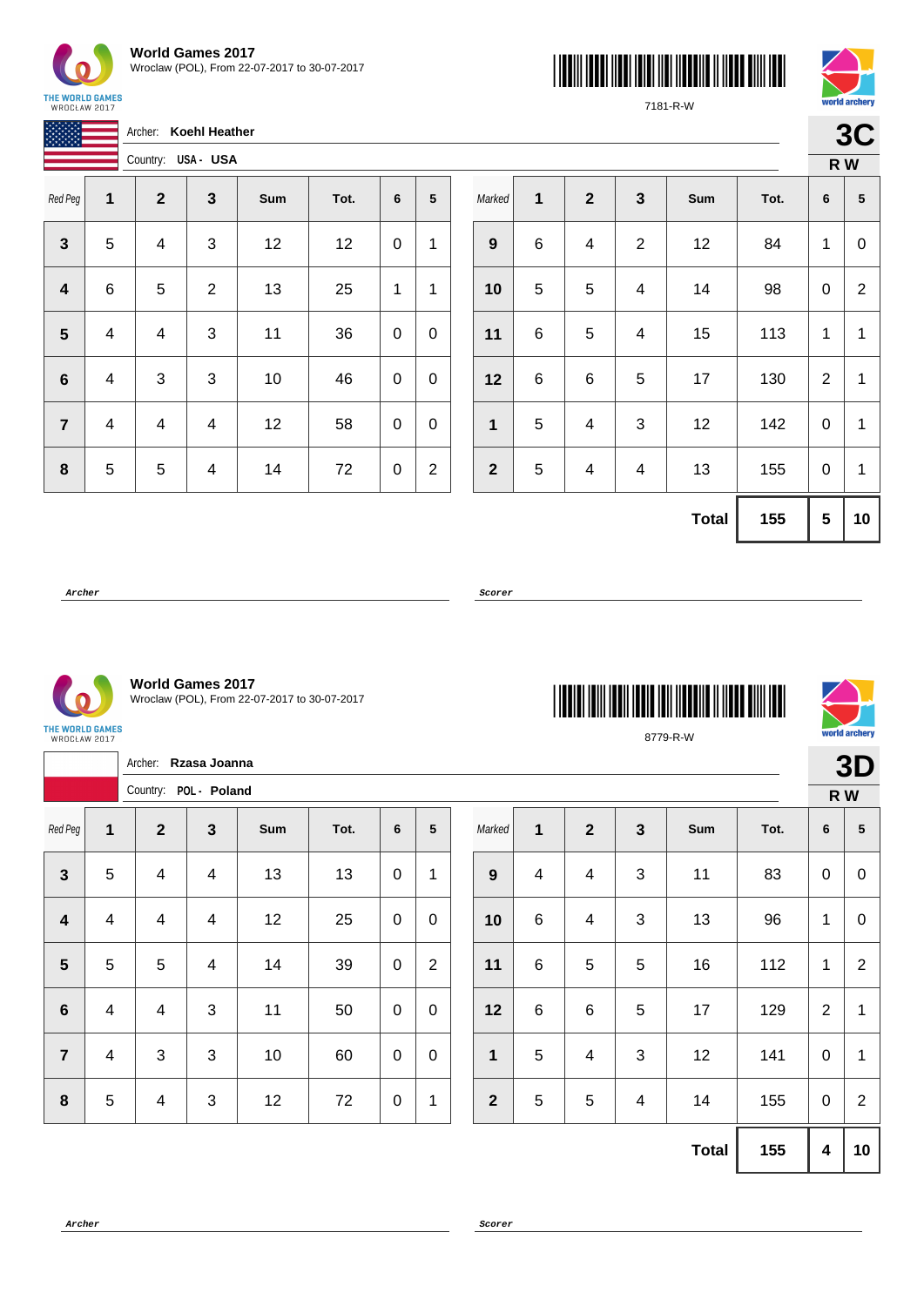**World Games 2017**
Wroclaw (POL), From 22-07-2017 to 30-07-2017

7181-R-W

Archer: **Koehl Heather**

Country: **USA - USA**

## 3C
**R W**

| Red Peg | 1 | 2 | 3 | Sum | Tot. | 6 | 5 | Marked | 1 | 2 | 3 | Sum | Tot. | 6 | 5 |
|---|---|---|---|---|---|---|---|---|---|---|---|---|---|---|---|
| 3 | 5 | 4 | 3 | 12 | 12 | 0 | 1 | 9 | 6 | 4 | 2 | 12 | 84 | 1 | 0 |
| 4 | 6 | 5 | 2 | 13 | 25 | 1 | 1 | 10 | 5 | 5 | 4 | 14 | 98 | 0 | 2 |
| 5 | 4 | 4 | 3 | 11 | 36 | 0 | 0 | 11 | 6 | 5 | 4 | 15 | 113 | 1 | 1 |
| 6 | 4 | 3 | 3 | 10 | 46 | 0 | 0 | 12 | 6 | 6 | 5 | 17 | 130 | 2 | 1 |
| 7 | 4 | 4 | 4 | 12 | 58 | 0 | 0 | 1 | 5 | 4 | 3 | 12 | 142 | 0 | 1 |
| 8 | 5 | 5 | 4 | 14 | 72 | 0 | 2 | 2 | 5 | 4 | 4 | 13 | 155 | 0 | 1 |
| | | | | | | | | | | | | **Total** | **155** | **5** | **10** |

*Archer* *Scorer*

---

**World Games 2017**
Wroclaw (POL), From 22-07-2017 to 30-07-2017

8779-R-W

Archer: **Rzasa Joanna**

Country: **POL - Poland**

## 3D
**R W**

| Red Peg | 1 | 2 | 3 | Sum | Tot. | 6 | 5 | Marked | 1 | 2 | 3 | Sum | Tot. | 6 | 5 |
|---|---|---|---|---|---|---|---|---|---|---|---|---|---|---|---|
| 3 | 5 | 4 | 4 | 13 | 13 | 0 | 1 | 9 | 4 | 4 | 3 | 11 | 83 | 0 | 0 |
| 4 | 4 | 4 | 4 | 12 | 25 | 0 | 0 | 10 | 6 | 4 | 3 | 13 | 96 | 1 | 0 |
| 5 | 5 | 5 | 4 | 14 | 39 | 0 | 2 | 11 | 6 | 5 | 5 | 16 | 112 | 1 | 2 |
| 6 | 4 | 4 | 3 | 11 | 50 | 0 | 0 | 12 | 6 | 6 | 5 | 17 | 129 | 2 | 1 |
| 7 | 4 | 3 | 3 | 10 | 60 | 0 | 0 | 1 | 5 | 4 | 3 | 12 | 141 | 0 | 1 |
| 8 | 5 | 4 | 3 | 12 | 72 | 0 | 1 | 2 | 5 | 5 | 4 | 14 | 155 | 0 | 2 |
| | | | | | | | | | | | | **Total** | **155** | **4** | **10** |

*Archer* *Scorer*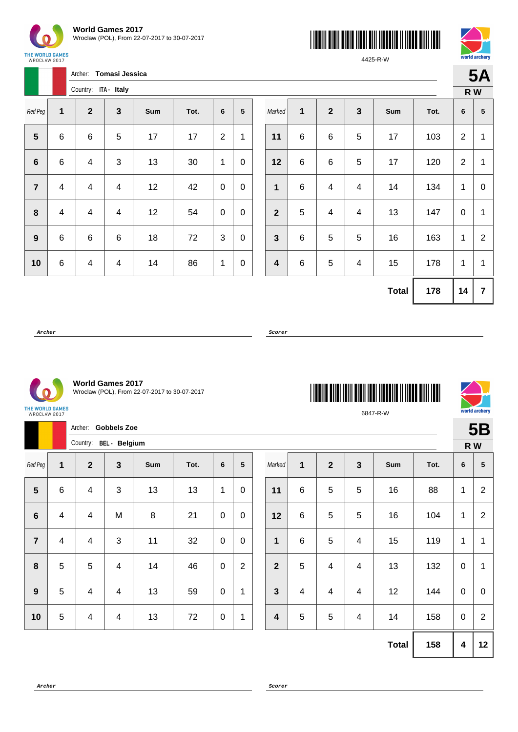**World Games 2017**
Wroclaw (POL), From 22-07-2017 to 30-07-2017

4425-R-W

**5A**
**R W**

Archer: **Tomasi Jessica**
Country: **ITA - Italy**

| Red Peg | 1 | 2 | 3 | Sum | Tot. | 6 | 5 |
|---|---|---|---|---|---|---|---|
| 5 | 6 | 6 | 5 | 17 | 17 | 2 | 1 |
| 6 | 6 | 4 | 3 | 13 | 30 | 1 | 0 |
| 7 | 4 | 4 | 4 | 12 | 42 | 0 | 0 |
| 8 | 4 | 4 | 4 | 12 | 54 | 0 | 0 |
| 9 | 6 | 6 | 6 | 18 | 72 | 3 | 0 |
| 10 | 6 | 4 | 4 | 14 | 86 | 1 | 0 |

| Marked | 1 | 2 | 3 | Sum | Tot. | 6 | 5 |
|---|---|---|---|---|---|---|---|
| 11 | 6 | 6 | 5 | 17 | 103 | 2 | 1 |
| 12 | 6 | 6 | 5 | 17 | 120 | 2 | 1 |
| 1 | 6 | 4 | 4 | 14 | 134 | 1 | 0 |
| 2 | 5 | 4 | 4 | 13 | 147 | 0 | 1 |
| 3 | 6 | 5 | 5 | 16 | 163 | 1 | 2 |
| 4 | 6 | 5 | 4 | 15 | 178 | 1 | 1 |
| | | | | **Total** | **178** | **14** | **7** |

*Archer* *Scorer*

**World Games 2017**
Wroclaw (POL), From 22-07-2017 to 30-07-2017

6847-R-W

**5B**
**R W**

Archer: **Gobbels Zoe**
Country: **BEL - Belgium**

| Red Peg | 1 | 2 | 3 | Sum | Tot. | 6 | 5 |
|---|---|---|---|---|---|---|---|
| 5 | 6 | 4 | 3 | 13 | 13 | 1 | 0 |
| 6 | 4 | 4 | M | 8 | 21 | 0 | 0 |
| 7 | 4 | 4 | 3 | 11 | 32 | 0 | 0 |
| 8 | 5 | 5 | 4 | 14 | 46 | 0 | 2 |
| 9 | 5 | 4 | 4 | 13 | 59 | 0 | 1 |
| 10 | 5 | 4 | 4 | 13 | 72 | 0 | 1 |

| Marked | 1 | 2 | 3 | Sum | Tot. | 6 | 5 |
|---|---|---|---|---|---|---|---|
| 11 | 6 | 5 | 5 | 16 | 88 | 1 | 2 |
| 12 | 6 | 5 | 5 | 16 | 104 | 1 | 2 |
| 1 | 6 | 5 | 4 | 15 | 119 | 1 | 1 |
| 2 | 5 | 4 | 4 | 13 | 132 | 0 | 1 |
| 3 | 4 | 4 | 4 | 12 | 144 | 0 | 0 |
| 4 | 5 | 5 | 4 | 14 | 158 | 0 | 2 |
| | | | | **Total** | **158** | **4** | **12** |

*Archer* *Scorer*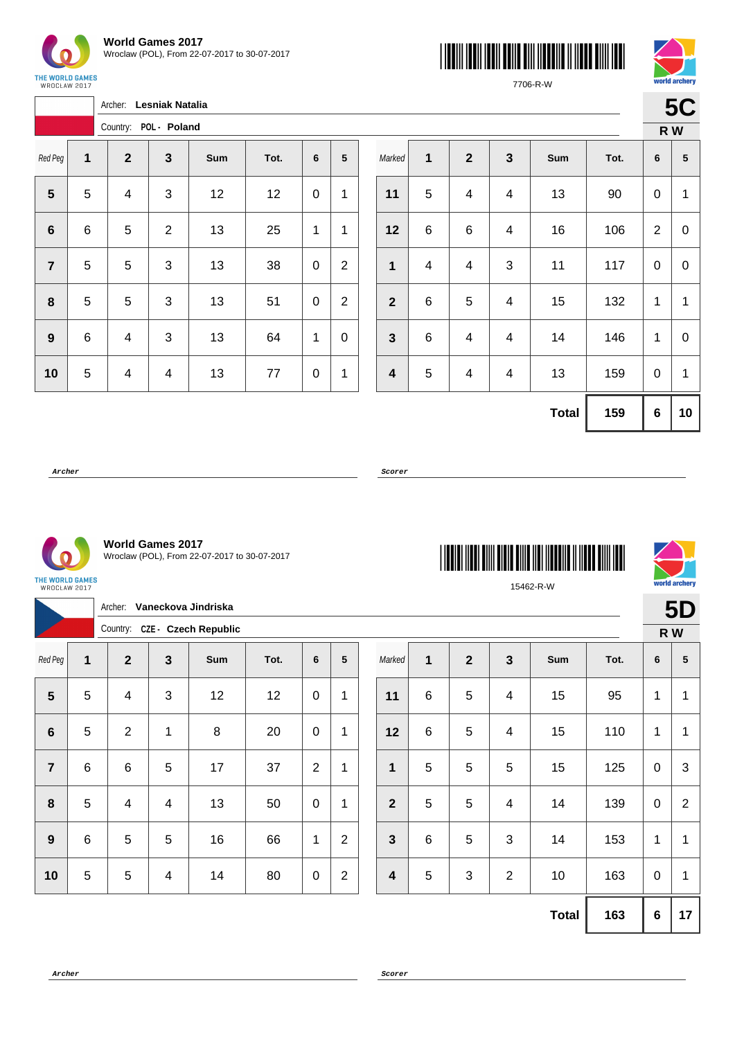**World Games 2017**
Wroclaw (POL), From 22-07-2017 to 30-07-2017

7706-R-W

Archer: **Lesniak Natalia**
Country: **POL - Poland**

**5C**
**R W**

| Red Peg | 1 | 2 | 3 | Sum | Tot. | 6 | 5 | Marked | 1 | 2 | 3 | Sum | Tot. | 6 | 5 |
|---|---|---|---|---|---|---|---|---|---|---|---|---|---|---|---|
| 5 | 5 | 4 | 3 | 12 | 12 | 0 | 1 | 11 | 5 | 4 | 4 | 13 | 90 | 0 | 1 |
| 6 | 6 | 5 | 2 | 13 | 25 | 1 | 1 | 12 | 6 | 6 | 4 | 16 | 106 | 2 | 0 |
| 7 | 5 | 5 | 3 | 13 | 38 | 0 | 2 | 1 | 4 | 4 | 3 | 11 | 117 | 0 | 0 |
| 8 | 5 | 5 | 3 | 13 | 51 | 0 | 2 | 2 | 6 | 5 | 4 | 15 | 132 | 1 | 1 |
| 9 | 6 | 4 | 3 | 13 | 64 | 1 | 0 | 3 | 6 | 4 | 4 | 14 | 146 | 1 | 0 |
| 10 | 5 | 4 | 4 | 13 | 77 | 0 | 1 | 4 | 5 | 4 | 4 | 13 | 159 | 0 | 1 |
| | | | | | | | | | | | | **Total** | **159** | **6** | **10** |

Archer

Scorer

**World Games 2017**
Wroclaw (POL), From 22-07-2017 to 30-07-2017

15462-R-W

Archer: **Vaneckova Jindriska**
Country: **CZE - Czech Republic**

**5D**
**R W**

| Red Peg | 1 | 2 | 3 | Sum | Tot. | 6 | 5 | Marked | 1 | 2 | 3 | Sum | Tot. | 6 | 5 |
|---|---|---|---|---|---|---|---|---|---|---|---|---|---|---|---|
| 5 | 5 | 4 | 3 | 12 | 12 | 0 | 1 | 11 | 6 | 5 | 4 | 15 | 95 | 1 | 1 |
| 6 | 5 | 2 | 1 | 8 | 20 | 0 | 1 | 12 | 6 | 5 | 4 | 15 | 110 | 1 | 1 |
| 7 | 6 | 6 | 5 | 17 | 37 | 2 | 1 | 1 | 5 | 5 | 5 | 15 | 125 | 0 | 3 |
| 8 | 5 | 4 | 4 | 13 | 50 | 0 | 1 | 2 | 5 | 5 | 4 | 14 | 139 | 0 | 2 |
| 9 | 6 | 5 | 5 | 16 | 66 | 1 | 2 | 3 | 6 | 5 | 3 | 14 | 153 | 1 | 1 |
| 10 | 5 | 5 | 4 | 14 | 80 | 0 | 2 | 4 | 5 | 3 | 2 | 10 | 163 | 0 | 1 |
| | | | | | | | | | | | | **Total** | **163** | **6** | **17** |

Archer

Scorer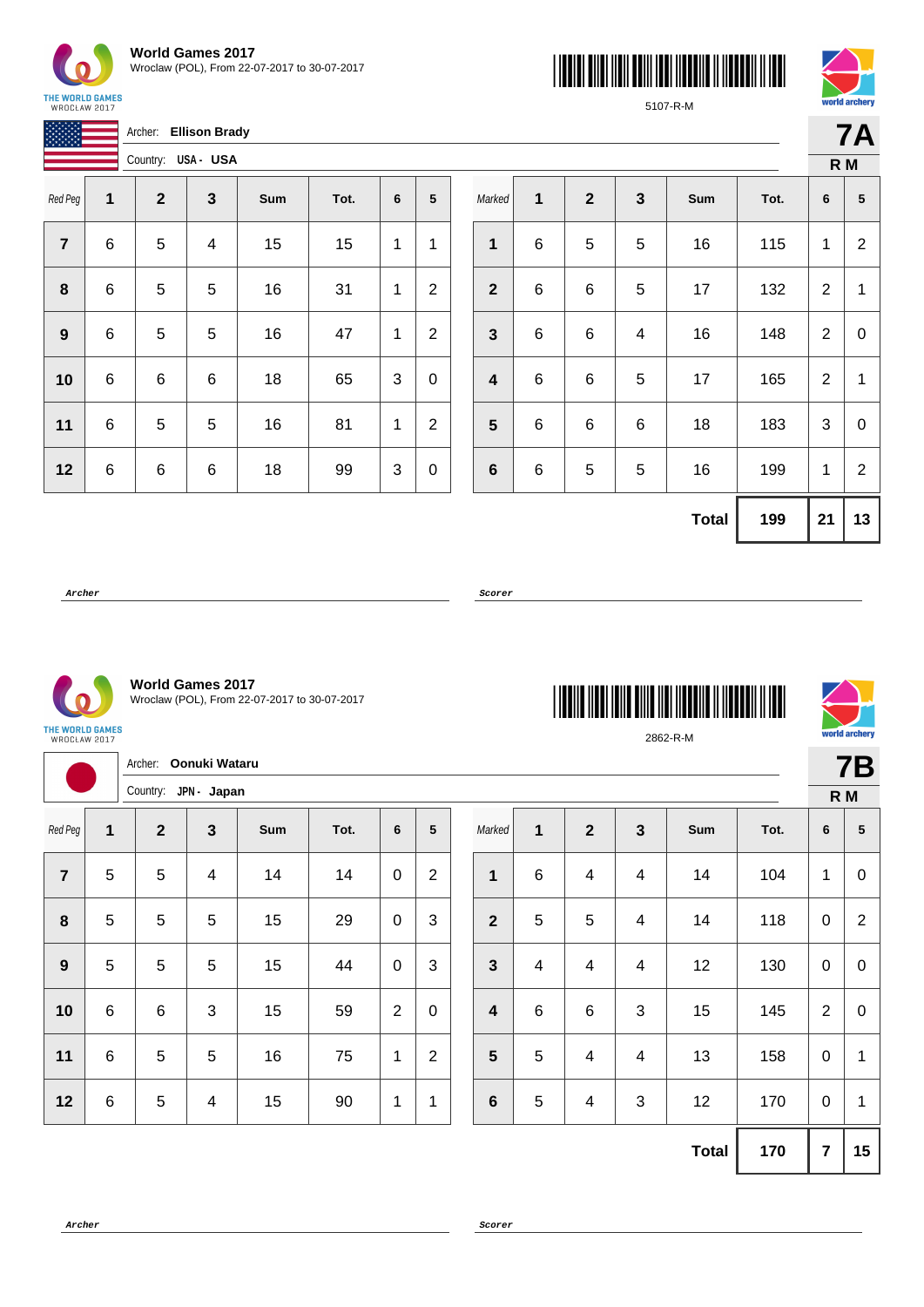**World Games 2017**
Wroclaw (POL), From 22-07-2017 to 30-07-2017

5107-R-M

Archer: **Ellison Brady**

Country: **USA - USA**

**7A**
**R M**

| Red Peg | 1 | 2 | 3 | Sum | Tot. | 6 | 5 |
|---|---|---|---|---|---|---|---|
| 7 | 6 | 5 | 4 | 15 | 15 | 1 | 1 |
| 8 | 6 | 5 | 5 | 16 | 31 | 1 | 2 |
| 9 | 6 | 5 | 5 | 16 | 47 | 1 | 2 |
| 10 | 6 | 6 | 6 | 18 | 65 | 3 | 0 |
| 11 | 6 | 5 | 5 | 16 | 81 | 1 | 2 |
| 12 | 6 | 6 | 6 | 18 | 99 | 3 | 0 |

| Marked | 1 | 2 | 3 | Sum | Tot. | 6 | 5 |
|---|---|---|---|---|---|---|---|
| 1 | 6 | 5 | 5 | 16 | 115 | 1 | 2 |
| 2 | 6 | 6 | 5 | 17 | 132 | 2 | 1 |
| 3 | 6 | 6 | 4 | 16 | 148 | 2 | 0 |
| 4 | 6 | 6 | 5 | 17 | 165 | 2 | 1 |
| 5 | 6 | 6 | 6 | 18 | 183 | 3 | 0 |
| 6 | 6 | 5 | 5 | 16 | 199 | 1 | 2 |
| | | | | **Total** | **199** | **21** | **13** |

*Archer* *Scorer*

---

**World Games 2017**
Wroclaw (POL), From 22-07-2017 to 30-07-2017

2862-R-M

Archer: **Oonuki Wataru**

Country: **JPN - Japan**

**7B**
**R M**

| Red Peg | 1 | 2 | 3 | Sum | Tot. | 6 | 5 |
|---|---|---|---|---|---|---|---|
| 7 | 5 | 5 | 4 | 14 | 14 | 0 | 2 |
| 8 | 5 | 5 | 5 | 15 | 29 | 0 | 3 |
| 9 | 5 | 5 | 5 | 15 | 44 | 0 | 3 |
| 10 | 6 | 6 | 3 | 15 | 59 | 2 | 0 |
| 11 | 6 | 5 | 5 | 16 | 75 | 1 | 2 |
| 12 | 6 | 5 | 4 | 15 | 90 | 1 | 1 |

| Marked | 1 | 2 | 3 | Sum | Tot. | 6 | 5 |
|---|---|---|---|---|---|---|---|
| 1 | 6 | 4 | 4 | 14 | 104 | 1 | 0 |
| 2 | 5 | 5 | 4 | 14 | 118 | 0 | 2 |
| 3 | 4 | 4 | 4 | 12 | 130 | 0 | 0 |
| 4 | 6 | 6 | 3 | 15 | 145 | 2 | 0 |
| 5 | 5 | 4 | 4 | 13 | 158 | 0 | 1 |
| 6 | 5 | 4 | 3 | 12 | 170 | 0 | 1 |
| | | | | **Total** | **170** | **7** | **15** |

*Archer* *Scorer*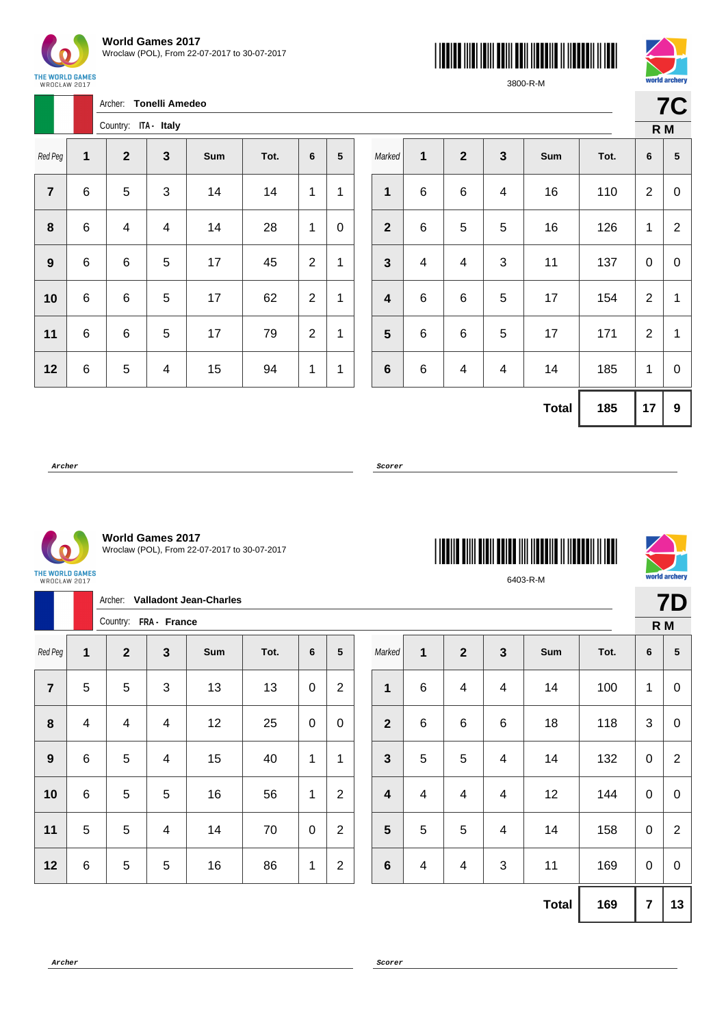**World Games 2017**
Wroclaw (POL), From 22-07-2017 to 30-07-2017

3800-R-M

Archer: **Tonelli Amedeo**

Country: **ITA - Italy**

**7C**
**R M**

| Red Peg | 1 | 2 | 3 | Sum | Tot. | 6 | 5 | Marked | 1 | 2 | 3 | Sum | Tot. | 6 | 5 |
|---|---|---|---|---|---|---|---|---|---|---|---|---|---|---|---|
| **7** | 6 | 5 | 3 | 14 | 14 | 1 | 1 | **1** | 6 | 6 | 4 | 16 | 110 | 2 | 0 |
| **8** | 6 | 4 | 4 | 14 | 28 | 1 | 0 | **2** | 6 | 5 | 5 | 16 | 126 | 1 | 2 |
| **9** | 6 | 6 | 5 | 17 | 45 | 2 | 1 | **3** | 4 | 4 | 3 | 11 | 137 | 0 | 0 |
| **10** | 6 | 6 | 5 | 17 | 62 | 2 | 1 | **4** | 6 | 6 | 5 | 17 | 154 | 2 | 1 |
| **11** | 6 | 6 | 5 | 17 | 79 | 2 | 1 | **5** | 6 | 6 | 5 | 17 | 171 | 2 | 1 |
| **12** | 6 | 5 | 4 | 15 | 94 | 1 | 1 | **6** | 6 | 4 | 4 | 14 | 185 | 1 | 0 |
| | | | | | | | | | | | | **Total** | **185** | **17** | **9** |

*Archer* *Scorer*

**World Games 2017**
Wroclaw (POL), From 22-07-2017 to 30-07-2017

6403-R-M

Archer: **Valladont Jean-Charles**

Country: **FRA - France**

**7D**
**R M**

| Red Peg | 1 | 2 | 3 | Sum | Tot. | 6 | 5 | Marked | 1 | 2 | 3 | Sum | Tot. | 6 | 5 |
|---|---|---|---|---|---|---|---|---|---|---|---|---|---|---|---|
| **7** | 5 | 5 | 3 | 13 | 13 | 0 | 2 | **1** | 6 | 4 | 4 | 14 | 100 | 1 | 0 |
| **8** | 4 | 4 | 4 | 12 | 25 | 0 | 0 | **2** | 6 | 6 | 6 | 18 | 118 | 3 | 0 |
| **9** | 6 | 5 | 4 | 15 | 40 | 1 | 1 | **3** | 5 | 5 | 4 | 14 | 132 | 0 | 2 |
| **10** | 6 | 5 | 5 | 16 | 56 | 1 | 2 | **4** | 4 | 4 | 4 | 12 | 144 | 0 | 0 |
| **11** | 5 | 5 | 4 | 14 | 70 | 0 | 2 | **5** | 5 | 5 | 4 | 14 | 158 | 0 | 2 |
| **12** | 6 | 5 | 5 | 16 | 86 | 1 | 2 | **6** | 4 | 4 | 3 | 11 | 169 | 0 | 0 |
| | | | | | | | | | | | | **Total** | **169** | **7** | **13** |

*Archer* *Scorer*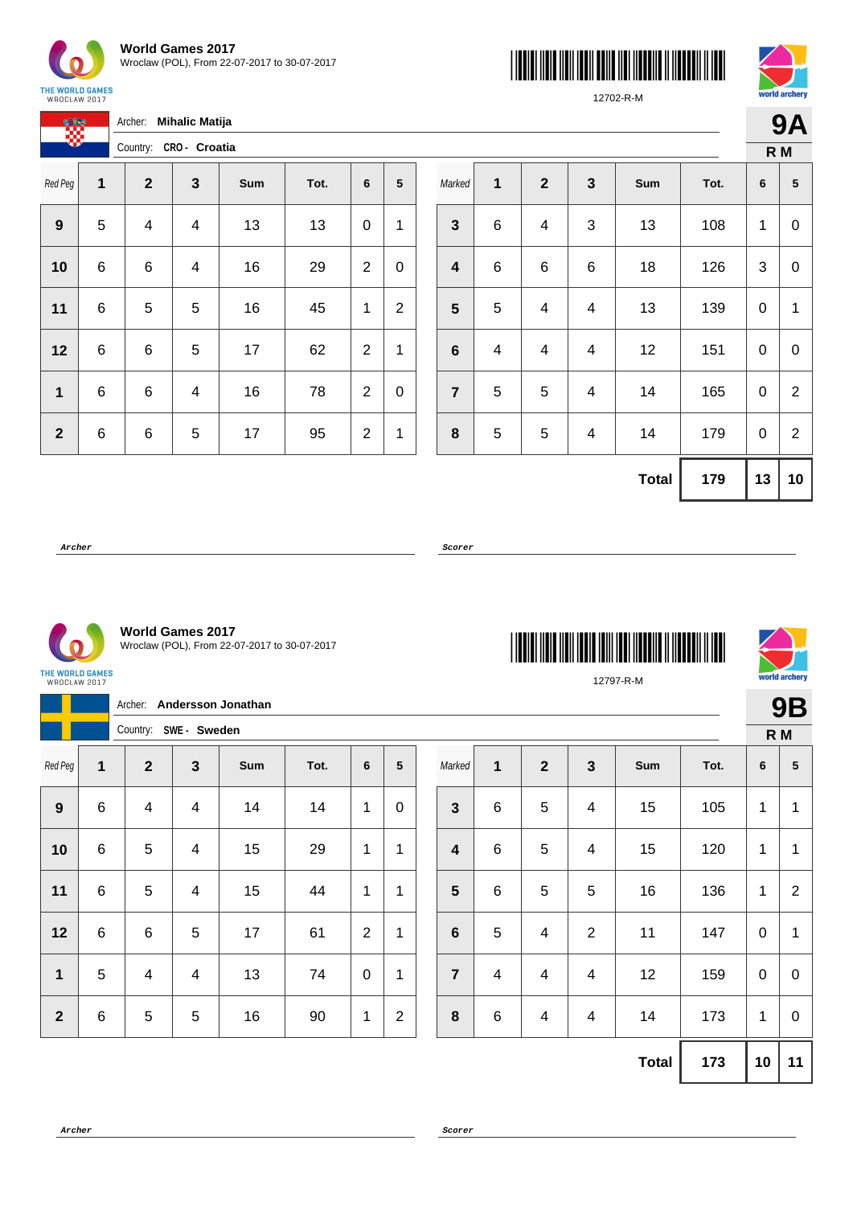**World Games 2017**
Wroclaw (POL), From 22-07-2017 to 30-07-2017

12702-R-M

**9A**
**R M**

Archer: **Mihalic Matija**

Country: **CRO - Croatia**

| Red Peg | 1 | 2 | 3 | Sum | Tot. | 6 | 5 |
|---|---|---|---|---|---|---|---|
| **9** | 5 | 4 | 4 | 13 | 13 | 0 | 1 |
| **10** | 6 | 6 | 4 | 16 | 29 | 2 | 0 |
| **11** | 6 | 5 | 5 | 16 | 45 | 1 | 2 |
| **12** | 6 | 6 | 5 | 17 | 62 | 2 | 1 |
| **1** | 6 | 6 | 4 | 16 | 78 | 2 | 0 |
| **2** | 6 | 6 | 5 | 17 | 95 | 2 | 1 |

| Marked | 1 | 2 | 3 | Sum | Tot. | 6 | 5 |
|---|---|---|---|---|---|---|---|
| **3** | 6 | 4 | 3 | 13 | 108 | 1 | 0 |
| **4** | 6 | 6 | 6 | 18 | 126 | 3 | 0 |
| **5** | 5 | 4 | 4 | 13 | 139 | 0 | 1 |
| **6** | 4 | 4 | 4 | 12 | 151 | 0 | 0 |
| **7** | 5 | 5 | 4 | 14 | 165 | 0 | 2 |
| **8** | 5 | 5 | 4 | 14 | 179 | 0 | 2 |
| | | | | **Total** | **179** | **13** | **10** |

***Archer*** ***Scorer***

**World Games 2017**
Wroclaw (POL), From 22-07-2017 to 30-07-2017

12797-R-M

**9B**
**R M**

Archer: **Andersson Jonathan**

Country: **SWE - Sweden**

| Red Peg | 1 | 2 | 3 | Sum | Tot. | 6 | 5 |
|---|---|---|---|---|---|---|---|
| **9** | 6 | 4 | 4 | 14 | 14 | 1 | 0 |
| **10** | 6 | 5 | 4 | 15 | 29 | 1 | 1 |
| **11** | 6 | 5 | 4 | 15 | 44 | 1 | 1 |
| **12** | 6 | 6 | 5 | 17 | 61 | 2 | 1 |
| **1** | 5 | 4 | 4 | 13 | 74 | 0 | 1 |
| **2** | 6 | 5 | 5 | 16 | 90 | 1 | 2 |

| Marked | 1 | 2 | 3 | Sum | Tot. | 6 | 5 |
|---|---|---|---|---|---|---|---|
| **3** | 6 | 5 | 4 | 15 | 105 | 1 | 1 |
| **4** | 6 | 5 | 4 | 15 | 120 | 1 | 1 |
| **5** | 6 | 5 | 5 | 16 | 136 | 1 | 2 |
| **6** | 5 | 4 | 2 | 11 | 147 | 0 | 1 |
| **7** | 4 | 4 | 4 | 12 | 159 | 0 | 0 |
| **8** | 6 | 4 | 4 | 14 | 173 | 1 | 0 |
| | | | | **Total** | **173** | **10** | **11** |

***Archer*** ***Scorer***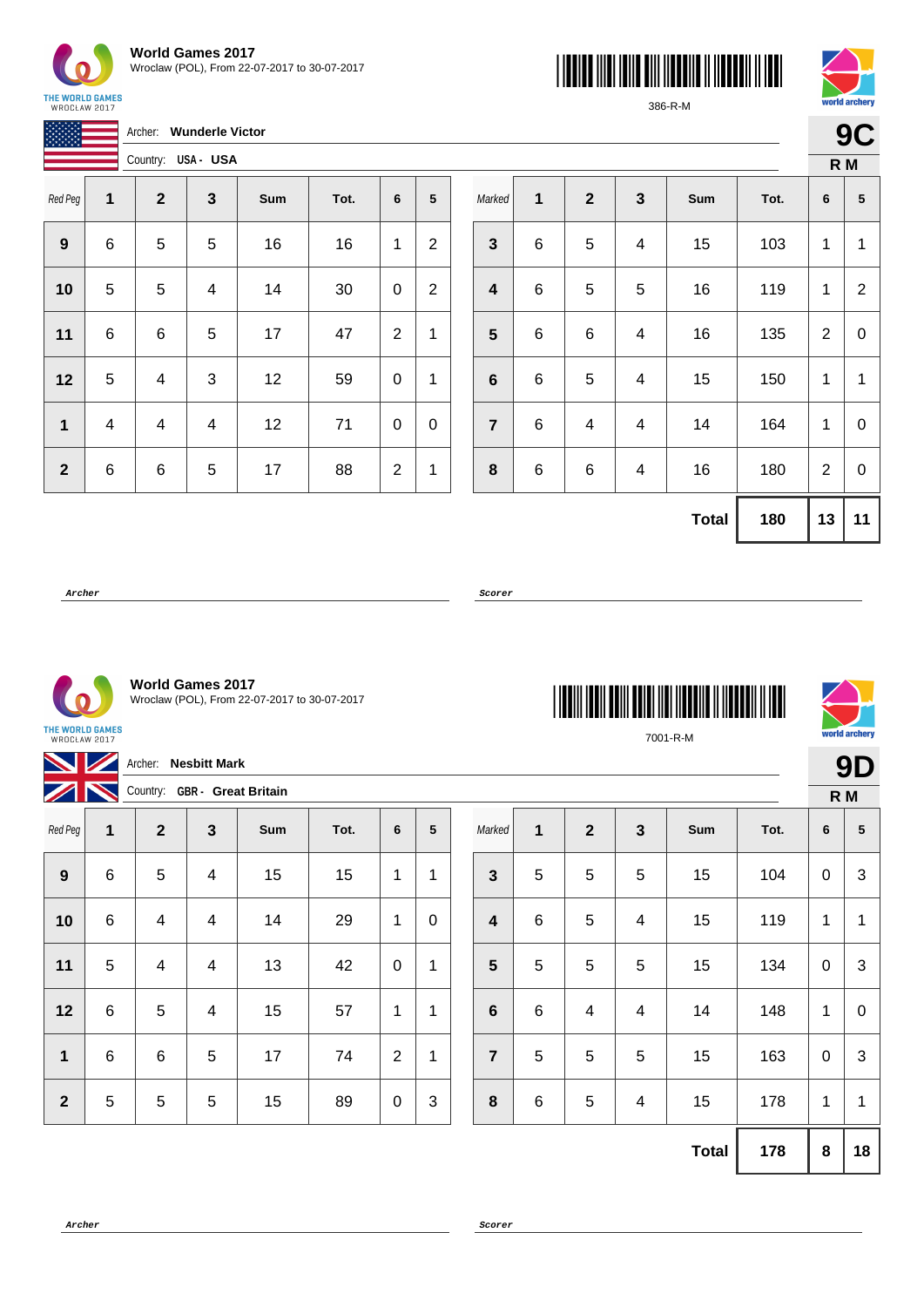**World Games 2017**
Wroclaw (POL), From 22-07-2017 to 30-07-2017

386-R-M

Archer: **Wunderle Victor**
Country: USA - **USA**

**9C**
**R M**

| Red Peg | 1 | 2 | 3 | Sum | Tot. | 6 | 5 |
|---|---|---|---|---|---|---|---|
| **9** | 6 | 5 | 5 | 16 | 16 | 1 | 2 |
| **10** | 5 | 5 | 4 | 14 | 30 | 0 | 2 |
| **11** | 6 | 6 | 5 | 17 | 47 | 2 | 1 |
| **12** | 5 | 4 | 3 | 12 | 59 | 0 | 1 |
| **1** | 4 | 4 | 4 | 12 | 71 | 0 | 0 |
| **2** | 6 | 6 | 5 | 17 | 88 | 2 | 1 |

| Marked | 1 | 2 | 3 | Sum | Tot. | 6 | 5 |
|---|---|---|---|---|---|---|---|
| **3** | 6 | 5 | 4 | 15 | 103 | 1 | 1 |
| **4** | 6 | 5 | 5 | 16 | 119 | 1 | 2 |
| **5** | 6 | 6 | 4 | 16 | 135 | 2 | 0 |
| **6** | 6 | 5 | 4 | 15 | 150 | 1 | 1 |
| **7** | 6 | 4 | 4 | 14 | 164 | 1 | 0 |
| **8** | 6 | 6 | 4 | 16 | 180 | 2 | 0 |
| | | | | **Total** | **180** | **13** | **11** |

Archer

Scorer

**World Games 2017**
Wroclaw (POL), From 22-07-2017 to 30-07-2017

7001-R-M

Archer: **Nesbitt Mark**
Country: GBR - **Great Britain**

**9D**
**R M**

| Red Peg | 1 | 2 | 3 | Sum | Tot. | 6 | 5 |
|---|---|---|---|---|---|---|---|
| **9** | 6 | 5 | 4 | 15 | 15 | 1 | 1 |
| **10** | 6 | 4 | 4 | 14 | 29 | 1 | 0 |
| **11** | 5 | 4 | 4 | 13 | 42 | 0 | 1 |
| **12** | 6 | 5 | 4 | 15 | 57 | 1 | 1 |
| **1** | 6 | 6 | 5 | 17 | 74 | 2 | 1 |
| **2** | 5 | 5 | 5 | 15 | 89 | 0 | 3 |

| Marked | 1 | 2 | 3 | Sum | Tot. | 6 | 5 |
|---|---|---|---|---|---|---|---|
| **3** | 5 | 5 | 5 | 15 | 104 | 0 | 3 |
| **4** | 6 | 5 | 4 | 15 | 119 | 1 | 1 |
| **5** | 5 | 5 | 5 | 15 | 134 | 0 | 3 |
| **6** | 6 | 4 | 4 | 14 | 148 | 1 | 0 |
| **7** | 5 | 5 | 5 | 15 | 163 | 0 | 3 |
| **8** | 6 | 5 | 4 | 15 | 178 | 1 | 1 |
| | | | | **Total** | **178** | **8** | **18** |

Archer

Scorer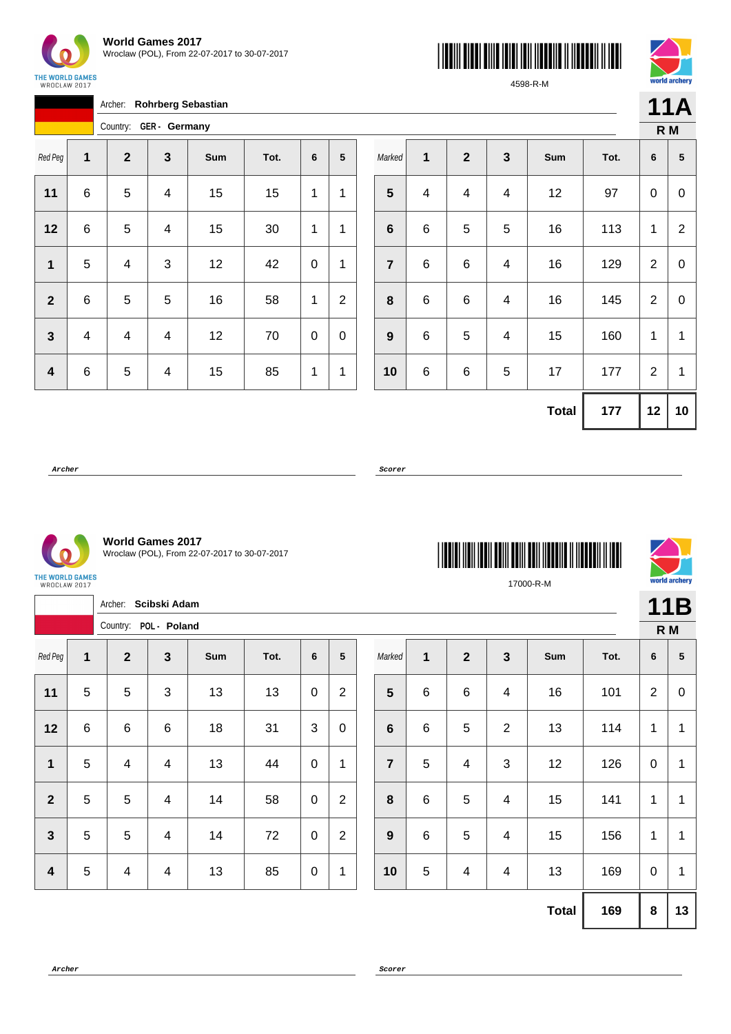**World Games 2017**
Wroclaw (POL), From 22-07-2017 to 30-07-2017

4598-R-M

Archer: **Rohrberg Sebastian**
Country: **GER - Germany**

**11A**
**R M**

| Red Peg | 1 | 2 | 3 | Sum | Tot. | 6 | 5 | Marked | 1 | 2 | 3 | Sum | Tot. | 6 | 5 |
|---|---|---|---|---|---|---|---|---|---|---|---|---|---|---|---|
| 11 | 6 | 5 | 4 | 15 | 15 | 1 | 1 | 5 | 4 | 4 | 4 | 12 | 97 | 0 | 0 |
| 12 | 6 | 5 | 4 | 15 | 30 | 1 | 1 | 6 | 6 | 5 | 5 | 16 | 113 | 1 | 2 |
| 1 | 5 | 4 | 3 | 12 | 42 | 0 | 1 | 7 | 6 | 6 | 4 | 16 | 129 | 2 | 0 |
| 2 | 6 | 5 | 5 | 16 | 58 | 1 | 2 | 8 | 6 | 6 | 4 | 16 | 145 | 2 | 0 |
| 3 | 4 | 4 | 4 | 12 | 70 | 0 | 0 | 9 | 6 | 5 | 4 | 15 | 160 | 1 | 1 |
| 4 | 6 | 5 | 4 | 15 | 85 | 1 | 1 | 10 | 6 | 6 | 5 | 17 | 177 | 2 | 1 |
| | | | | | | | | | | | | **Total** | **177** | **12** | **10** |

**Archer** ______________________ **Scorer** ______________________

**World Games 2017**
Wroclaw (POL), From 22-07-2017 to 30-07-2017

17000-R-M

Archer: **Scibski Adam**
Country: **POL - Poland**

**11B**
**R M**

| Red Peg | 1 | 2 | 3 | Sum | Tot. | 6 | 5 | Marked | 1 | 2 | 3 | Sum | Tot. | 6 | 5 |
|---|---|---|---|---|---|---|---|---|---|---|---|---|---|---|---|
| 11 | 5 | 5 | 3 | 13 | 13 | 0 | 2 | 5 | 6 | 6 | 4 | 16 | 101 | 2 | 0 |
| 12 | 6 | 6 | 6 | 18 | 31 | 3 | 0 | 6 | 6 | 5 | 2 | 13 | 114 | 1 | 1 |
| 1 | 5 | 4 | 4 | 13 | 44 | 0 | 1 | 7 | 5 | 4 | 3 | 12 | 126 | 0 | 1 |
| 2 | 5 | 5 | 4 | 14 | 58 | 0 | 2 | 8 | 6 | 5 | 4 | 15 | 141 | 1 | 1 |
| 3 | 5 | 5 | 4 | 14 | 72 | 0 | 2 | 9 | 6 | 5 | 4 | 15 | 156 | 1 | 1 |
| 4 | 5 | 4 | 4 | 13 | 85 | 0 | 1 | 10 | 5 | 4 | 4 | 13 | 169 | 0 | 1 |
| | | | | | | | | | | | | **Total** | **169** | **8** | **13** |

**Archer** ______________________ **Scorer** ______________________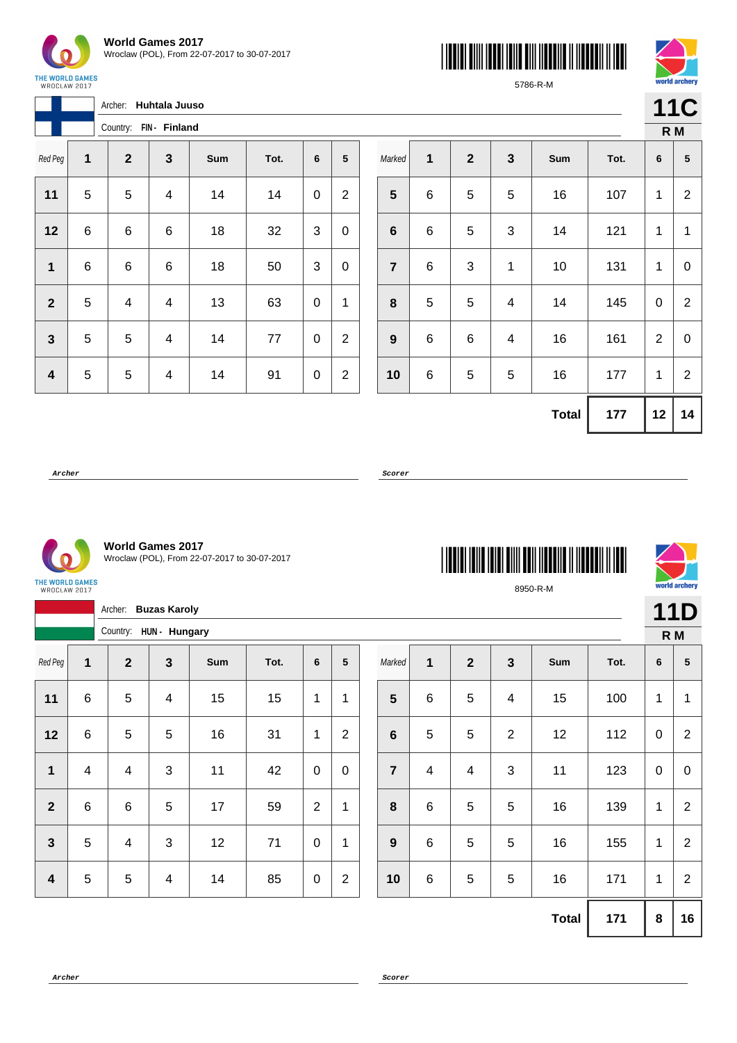**World Games 2017**
Wroclaw (POL), From 22-07-2017 to 30-07-2017

5786-R-M

world archery

Archer: **Huhtala Juuso**

Country: FIN - **Finland**

**11C**
**R M**

| Red Peg | 1 | 2 | 3 | Sum | Tot. | 6 | 5 |
|---|---|---|---|---|---|---|---|
| **11** | 5 | 5 | 4 | 14 | 14 | 0 | 2 |
| **12** | 6 | 6 | 6 | 18 | 32 | 3 | 0 |
| **1** | 6 | 6 | 6 | 18 | 50 | 3 | 0 |
| **2** | 5 | 4 | 4 | 13 | 63 | 0 | 1 |
| **3** | 5 | 5 | 4 | 14 | 77 | 0 | 2 |
| **4** | 5 | 5 | 4 | 14 | 91 | 0 | 2 |

| Marked | 1 | 2 | 3 | Sum | Tot. | 6 | 5 |
|---|---|---|---|---|---|---|---|
| **5** | 6 | 5 | 5 | 16 | 107 | 1 | 2 |
| **6** | 6 | 5 | 3 | 14 | 121 | 1 | 1 |
| **7** | 6 | 3 | 1 | 10 | 131 | 1 | 0 |
| **8** | 5 | 5 | 4 | 14 | 145 | 0 | 2 |
| **9** | 6 | 6 | 4 | 16 | 161 | 2 | 0 |
| **10** | 6 | 5 | 5 | 16 | 177 | 1 | 2 |
| | | | | **Total** | **177** | **12** | **14** |

*Archer* *Scorer*

**World Games 2017**
Wroclaw (POL), From 22-07-2017 to 30-07-2017

8950-R-M

world archery

Archer: **Buzas Karoly**

Country: HUN - **Hungary**

**11D**
**R M**

| Red Peg | 1 | 2 | 3 | Sum | Tot. | 6 | 5 |
|---|---|---|---|---|---|---|---|
| **11** | 6 | 5 | 4 | 15 | 15 | 1 | 1 |
| **12** | 6 | 5 | 5 | 16 | 31 | 1 | 2 |
| **1** | 4 | 4 | 3 | 11 | 42 | 0 | 0 |
| **2** | 6 | 6 | 5 | 17 | 59 | 2 | 1 |
| **3** | 5 | 4 | 3 | 12 | 71 | 0 | 1 |
| **4** | 5 | 5 | 4 | 14 | 85 | 0 | 2 |

| Marked | 1 | 2 | 3 | Sum | Tot. | 6 | 5 |
|---|---|---|---|---|---|---|---|
| **5** | 6 | 5 | 4 | 15 | 100 | 1 | 1 |
| **6** | 5 | 5 | 2 | 12 | 112 | 0 | 2 |
| **7** | 4 | 4 | 3 | 11 | 123 | 0 | 0 |
| **8** | 6 | 5 | 5 | 16 | 139 | 1 | 2 |
| **9** | 6 | 5 | 5 | 16 | 155 | 1 | 2 |
| **10** | 6 | 5 | 5 | 16 | 171 | 1 | 2 |
| | | | | **Total** | **171** | **8** | **16** |

*Archer* *Scorer*